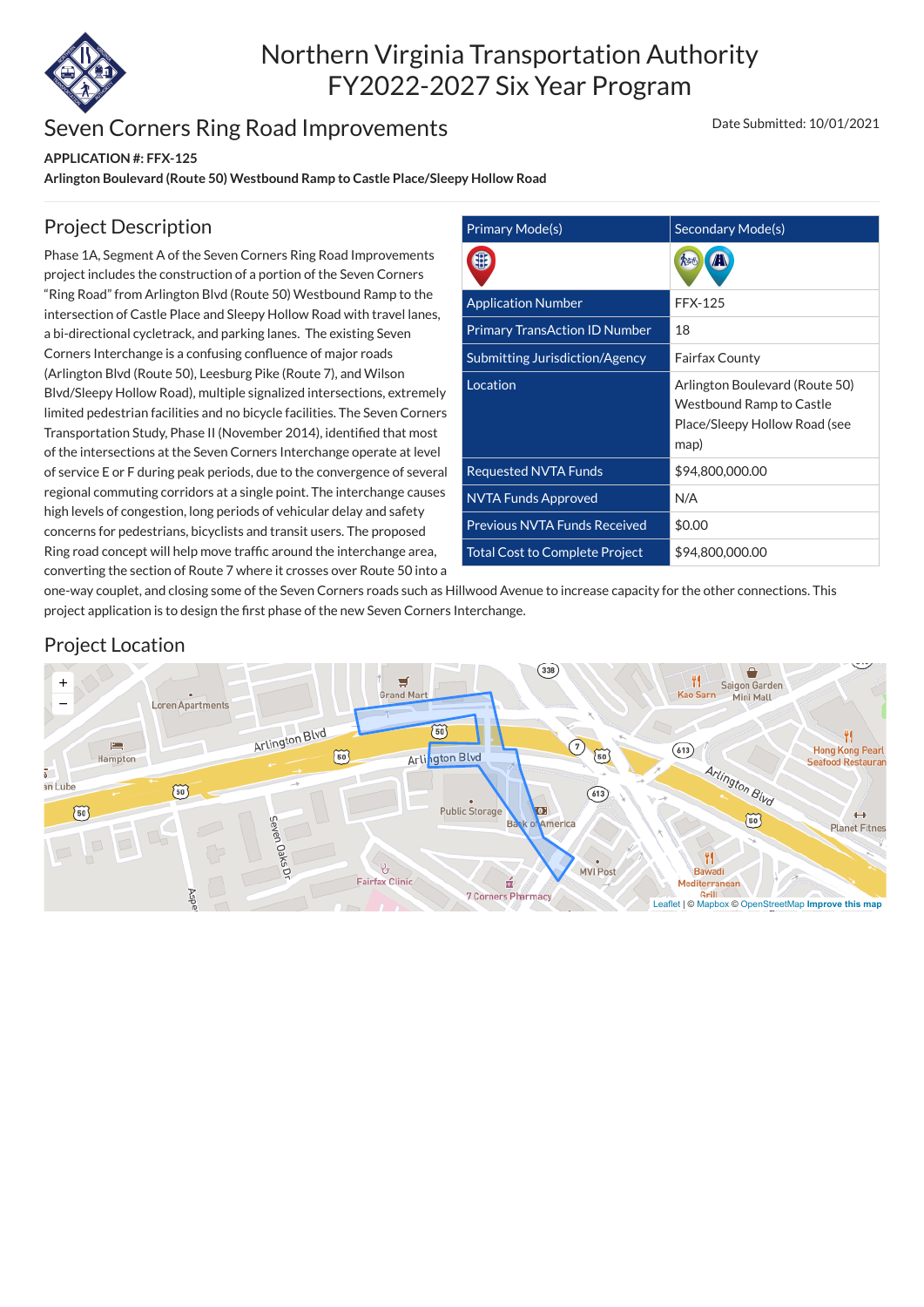# Northern Virginia Transportation Authority
# FY2022-2027 Six Year Program

## Seven Corners Ring Road Improvements

Date Submitted: 10/01/2021

**APPLICATION #: FFX-125**

**Arlington Boulevard (Route 50) Westbound Ramp to Castle Place/Sleepy Hollow Road**

## Project Description

Phase 1A, Segment A of the Seven Corners Ring Road Improvements project includes the construction of a portion of the Seven Corners "Ring Road" from Arlington Blvd (Route 50) Westbound Ramp to the intersection of Castle Place and Sleepy Hollow Road with travel lanes, a bi-directional cycletrack, and parking lanes. The existing Seven Corners Interchange is a confusing confluence of major roads (Arlington Blvd (Route 50), Leesburg Pike (Route 7), and Wilson Blvd/Sleepy Hollow Road), multiple signalized intersections, extremely limited pedestrian facilities and no bicycle facilities. The Seven Corners Transportation Study, Phase II (November 2014), identified that most of the intersections at the Seven Corners Interchange operate at level of service E or F during peak periods, due to the convergence of several regional commuting corridors at a single point. The interchange causes high levels of congestion, long periods of vehicular delay and safety concerns for pedestrians, bicyclists and transit users. The proposed Ring road concept will help move traffic around the interchange area, converting the section of Route 7 where it crosses over Route 50 into a one-way couplet, and closing some of the Seven Corners roads such as Hillwood Avenue to increase capacity for the other connections. This project application is to design the first phase of the new Seven Corners Interchange.

| Primary Mode(s) | Secondary Mode(s) |
|---|---|
| | |
| Application Number | FFX-125 |
| Primary TransAction ID Number | 18 |
| Submitting Jurisdiction/Agency | Fairfax County |
| Location | Arlington Boulevard (Route 50) Westbound Ramp to Castle Place/Sleepy Hollow Road (see map) |
| Requested NVTA Funds | $94,800,000.00 |
| NVTA Funds Approved | N/A |
| Previous NVTA Funds Received | $0.00 |
| Total Cost to Complete Project | $94,800,000.00 |

## Project Location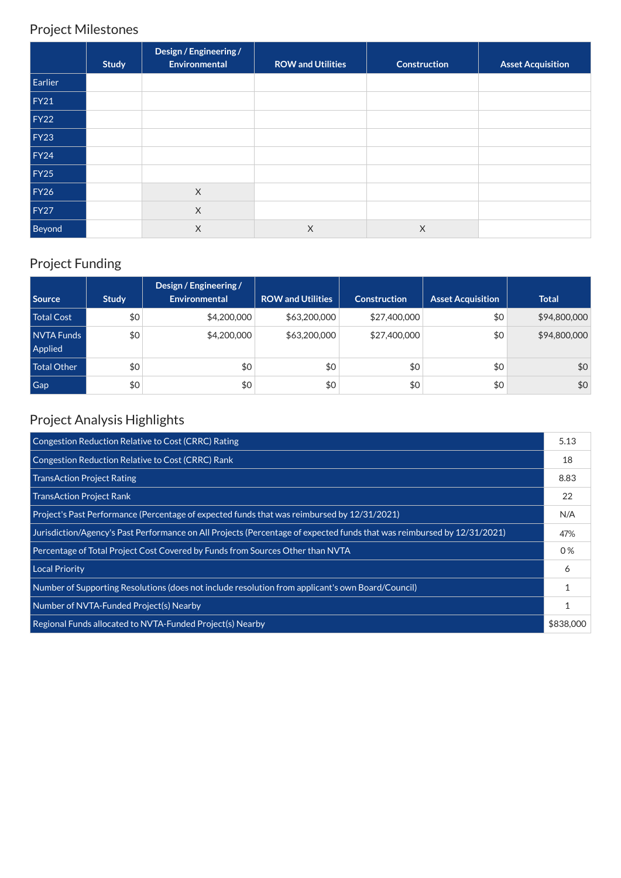## Project Milestones

| | Study | Design / Engineering / Environmental | ROW and Utilities | Construction | Asset Acquisition |
|---|---|---|---|---|---|
| Earlier | | | | | |
| FY21 | | | | | |
| FY22 | | | | | |
| FY23 | | | | | |
| FY24 | | | | | |
| FY25 | | | | | |
| FY26 | | X | | | |
| FY27 | | X | | | |
| Beyond | | X | X | X | |

## Project Funding

| Source | Study | Design / Engineering / Environmental | ROW and Utilities | Construction | Asset Acquisition | Total |
|---|---|---|---|---|---|---|
| Total Cost | $0 | $4,200,000 | $63,200,000 | $27,400,000 | $0 | $94,800,000 |
| NVTA Funds Applied | $0 | $4,200,000 | $63,200,000 | $27,400,000 | $0 | $94,800,000 |
| Total Other | $0 | $0 | $0 | $0 | $0 | $0 |
| Gap | $0 | $0 | $0 | $0 | $0 | $0 |

## Project Analysis Highlights

| | |
|---|---|
| Congestion Reduction Relative to Cost (CRRC) Rating | 5.13 |
| Congestion Reduction Relative to Cost (CRRC) Rank | 18 |
| TransAction Project Rating | 8.83 |
| TransAction Project Rank | 22 |
| Project's Past Performance (Percentage of expected funds that was reimbursed by 12/31/2021) | N/A |
| Jurisdiction/Agency's Past Performance on All Projects (Percentage of expected funds that was reimbursed by 12/31/2021) | 47% |
| Percentage of Total Project Cost Covered by Funds from Sources Other than NVTA | 0 % |
| Local Priority | 6 |
| Number of Supporting Resolutions (does not include resolution from applicant's own Board/Council) | 1 |
| Number of NVTA-Funded Project(s) Nearby | 1 |
| Regional Funds allocated to NVTA-Funded Project(s) Nearby | $838,000 |